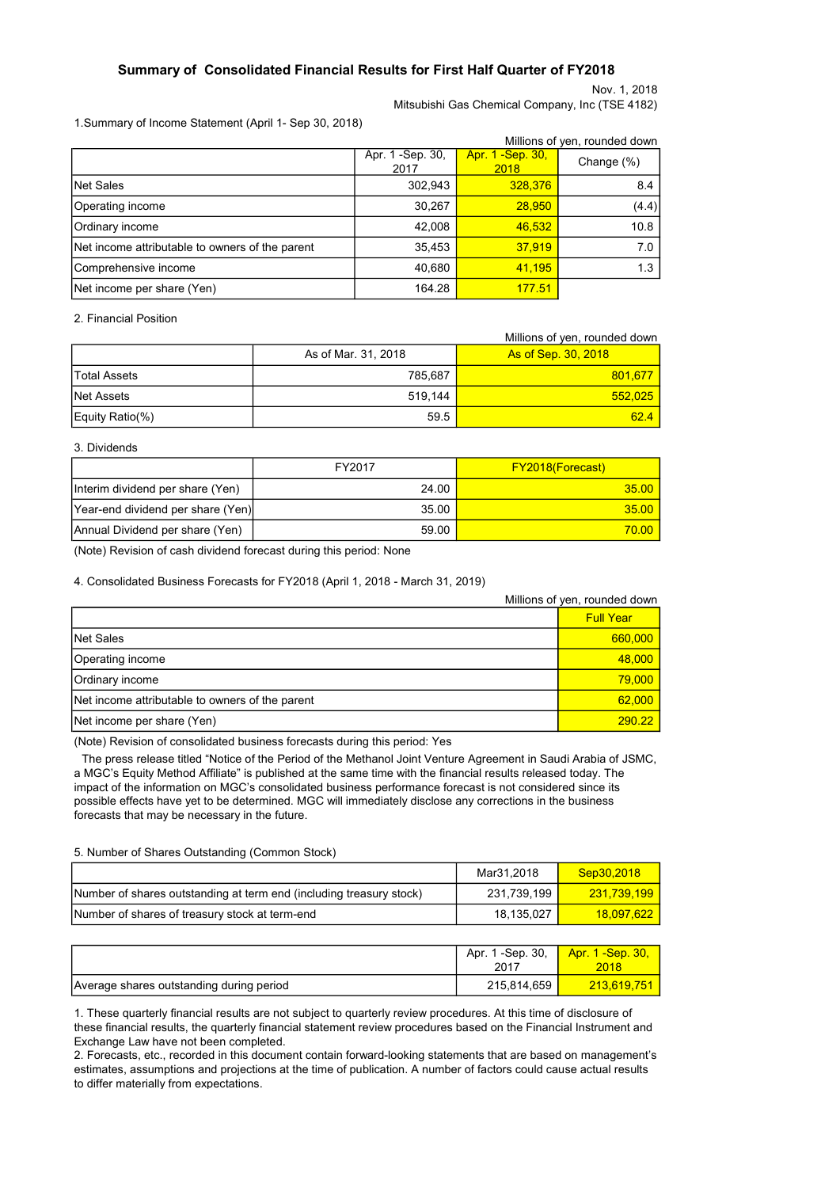# Summary of Consolidated Financial Results for First Half Quarter of FY2018

Nov. 1, 2018

Mitsubishi Gas Chemical Company, Inc (TSE 4182)

1.Summary of Income Statement (April 1- Sep 30, 2018)

Millions of yen, rounded down

| | Apr. 1 -Sep. 30, 2017 | Apr. 1 -Sep. 30, 2018 | Change (%) |
|---|---|---|---|
| Net Sales | 302,943 | 328,376 | 8.4 |
| Operating income | 30,267 | 28,950 | (4.4) |
| Ordinary income | 42,008 | 46,532 | 10.8 |
| Net income attributable to owners of the parent | 35,453 | 37,919 | 7.0 |
| Comprehensive income | 40,680 | 41,195 | 1.3 |
| Net income per share (Yen) | 164.28 | 177.51 | |

2. Financial Position

Millions of yen, rounded down

| | As of Mar. 31, 2018 | As of Sep. 30, 2018 |
|---|---|---|
| Total Assets | 785,687 | 801,677 |
| Net Assets | 519,144 | 552,025 |
| Equity Ratio(%) | 59.5 | 62.4 |

3. Dividends

| | FY2017 | FY2018(Forecast) |
|---|---|---|
| Interim dividend per share (Yen) | 24.00 | 35.00 |
| Year-end dividend per share (Yen) | 35.00 | 35.00 |
| Annual Dividend per share (Yen) | 59.00 | 70.00 |

(Note) Revision of cash dividend forecast during this period: None

4. Consolidated Business Forecasts for FY2018 (April 1, 2018 - March 31, 2019)

Millions of yen, rounded down

| | Full Year |
|---|---|
| Net Sales | 660,000 |
| Operating income | 48,000 |
| Ordinary income | 79,000 |
| Net income attributable to owners of the parent | 62,000 |
| Net income per share (Yen) | 290.22 |

(Note) Revision of consolidated business forecasts during this period: Yes

The press release titled "Notice of the Period of the Methanol Joint Venture Agreement in Saudi Arabia of JSMC, a MGC's Equity Method Affiliate" is published at the same time with the financial results released today. The impact of the information on MGC's consolidated business performance forecast is not considered since its possible effects have yet to be determined. MGC will immediately disclose any corrections in the business forecasts that may be necessary in the future.

5. Number of Shares Outstanding (Common Stock)

| | Mar31,2018 | Sep30,2018 |
|---|---|---|
| Number of shares outstanding at term end (including treasury stock) | 231,739,199 | 231,739,199 |
| Number of shares of treasury stock at term-end | 18,135,027 | 18,097,622 |

| | Apr. 1 -Sep. 30, 2017 | Apr. 1 -Sep. 30, 2018 |
|---|---|---|
| Average shares outstanding during period | 215,814,659 | 213,619,751 |

1. These quarterly financial results are not subject to quarterly review procedures. At this time of disclosure of these financial results, the quarterly financial statement review procedures based on the Financial Instrument and Exchange Law have not been completed.
2. Forecasts, etc., recorded in this document contain forward-looking statements that are based on management's estimates, assumptions and projections at the time of publication. A number of factors could cause actual results to differ materially from expectations.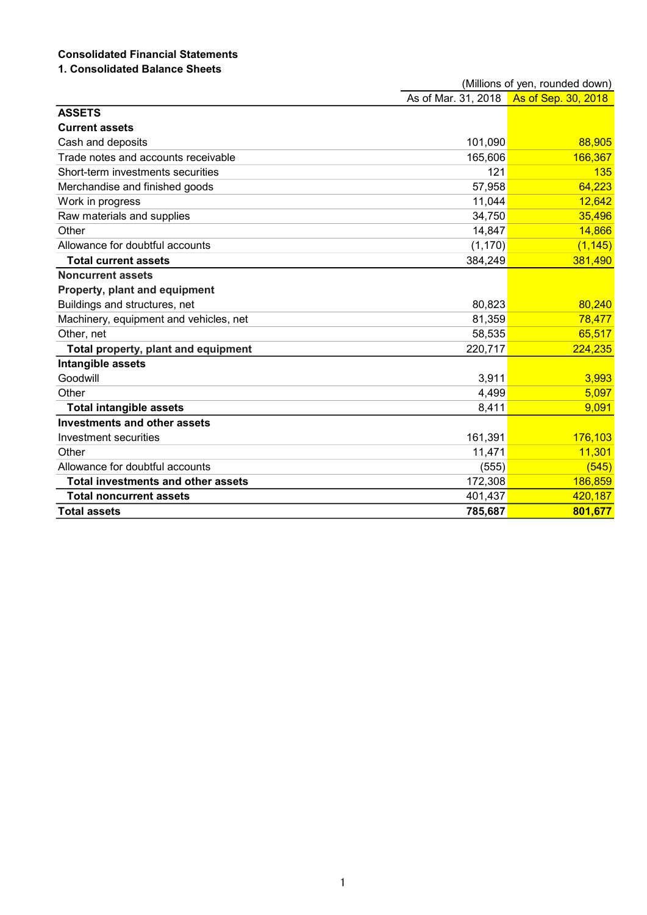**Consolidated Financial Statements**

**1. Consolidated Balance Sheets**

(Millions of yen, rounded down)

| | As of Mar. 31, 2018 | As of Sep. 30, 2018 |
|---|---|---|
| **ASSETS** | | |
| **Current assets** | | |
| Cash and deposits | 101,090 | 88,905 |
| Trade notes and accounts receivable | 165,606 | 166,367 |
| Short-term investments securities | 121 | 135 |
| Merchandise and finished goods | 57,958 | 64,223 |
| Work in progress | 11,044 | 12,642 |
| Raw materials and supplies | 34,750 | 35,496 |
| Other | 14,847 | 14,866 |
| Allowance for doubtful accounts | (1,170) | (1,145) |
| **Total current assets** | 384,249 | 381,490 |
| **Noncurrent assets** | | |
| **Property, plant and equipment** | | |
| Buildings and structures, net | 80,823 | 80,240 |
| Machinery, equipment and vehicles, net | 81,359 | 78,477 |
| Other, net | 58,535 | 65,517 |
| **Total property, plant and equipment** | 220,717 | 224,235 |
| **Intangible assets** | | |
| Goodwill | 3,911 | 3,993 |
| Other | 4,499 | 5,097 |
| **Total intangible assets** | 8,411 | 9,091 |
| **Investments and other assets** | | |
| Investment securities | 161,391 | 176,103 |
| Other | 11,471 | 11,301 |
| Allowance for doubtful accounts | (555) | (545) |
| **Total investments and other assets** | 172,308 | 186,859 |
| **Total noncurrent assets** | 401,437 | 420,187 |
| **Total assets** | **785,687** | **801,677** |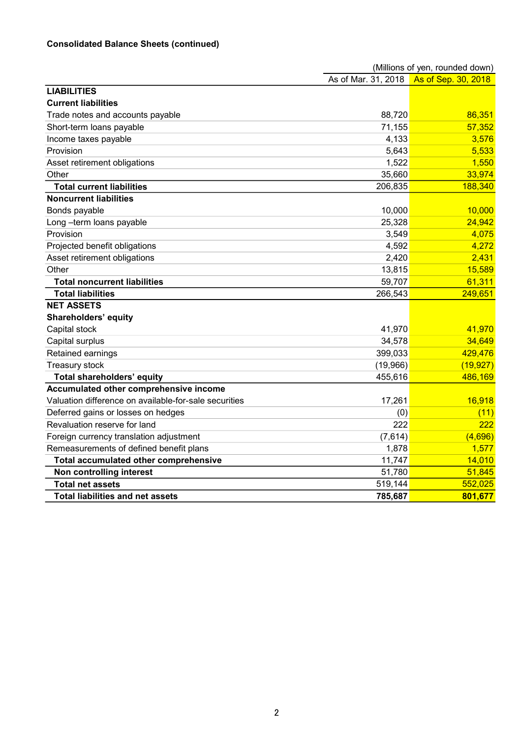**Consolidated Balance Sheets (continued)**

(Millions of yen, rounded down)

| | As of Mar. 31, 2018 | As of Sep. 30, 2018 |
|---|---|---|
| **LIABILITIES** | | |
| **Current liabilities** | | |
| Trade notes and accounts payable | 88,720 | 86,351 |
| Short-term loans payable | 71,155 | 57,352 |
| Income taxes payable | 4,133 | 3,576 |
| Provision | 5,643 | 5,533 |
| Asset retirement obligations | 1,522 | 1,550 |
| Other | 35,660 | 33,974 |
| **Total current liabilities** | 206,835 | 188,340 |
| **Noncurrent liabilities** | | |
| Bonds payable | 10,000 | 10,000 |
| Long –term loans payable | 25,328 | 24,942 |
| Provision | 3,549 | 4,075 |
| Projected benefit obligations | 4,592 | 4,272 |
| Asset retirement obligations | 2,420 | 2,431 |
| Other | 13,815 | 15,589 |
| **Total noncurrent liabilities** | 59,707 | 61,311 |
| **Total liabilities** | 266,543 | 249,651 |
| **NET ASSETS** | | |
| **Shareholders' equity** | | |
| Capital stock | 41,970 | 41,970 |
| Capital surplus | 34,578 | 34,649 |
| Retained earnings | 399,033 | 429,476 |
| Treasury stock | (19,966) | (19,927) |
| **Total shareholders' equity** | 455,616 | 486,169 |
| **Accumulated other comprehensive income** | | |
| Valuation difference on available-for-sale securities | 17,261 | 16,918 |
| Deferred gains or losses on hedges | (0) | (11) |
| Revaluation reserve for land | 222 | 222 |
| Foreign currency translation adjustment | (7,614) | (4,696) |
| Remeasurements of defined benefit plans | 1,878 | 1,577 |
| **Total accumulated other comprehensive** | 11,747 | 14,010 |
| **Non controlling interest** | 51,780 | 51,845 |
| **Total net assets** | 519,144 | 552,025 |
| **Total liabilities and net assets** | **785,687** | **801,677** |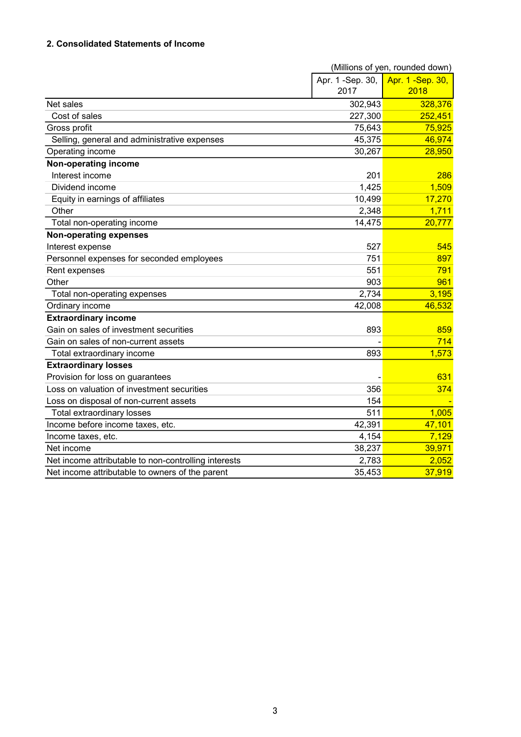## 2. Consolidated Statements of Income

(Millions of yen, rounded down)

| | Apr. 1 -Sep. 30, 2017 | Apr. 1 -Sep. 30, 2018 |
|---|---|---|
| Net sales | 302,943 | 328,376 |
| Cost of sales | 227,300 | 252,451 |
| Gross profit | 75,643 | 75,925 |
| Selling, general and administrative expenses | 45,375 | 46,974 |
| Operating income | 30,267 | 28,950 |
| **Non-operating income** | | |
| Interest income | 201 | 286 |
| Dividend income | 1,425 | 1,509 |
| Equity in earnings of affiliates | 10,499 | 17,270 |
| Other | 2,348 | 1,711 |
| Total non-operating income | 14,475 | 20,777 |
| **Non-operating expenses** | | |
| Interest expense | 527 | 545 |
| Personnel expenses for seconded employees | 751 | 897 |
| Rent expenses | 551 | 791 |
| Other | 903 | 961 |
| Total non-operating expenses | 2,734 | 3,195 |
| Ordinary income | 42,008 | 46,532 |
| **Extraordinary income** | | |
| Gain on sales of investment securities | 893 | 859 |
| Gain on sales of non-current assets | - | 714 |
| Total extraordinary income | 893 | 1,573 |
| **Extraordinary losses** | | |
| Provision for loss on guarantees | - | 631 |
| Loss on valuation of investment securities | 356 | 374 |
| Loss on disposal of non-current assets | 154 | - |
| Total extraordinary losses | 511 | 1,005 |
| Income before income taxes, etc. | 42,391 | 47,101 |
| Income taxes, etc. | 4,154 | 7,129 |
| Net income | 38,237 | 39,971 |
| Net income attributable to non-controlling interests | 2,783 | 2,052 |
| Net income attributable to owners of the parent | 35,453 | 37,919 |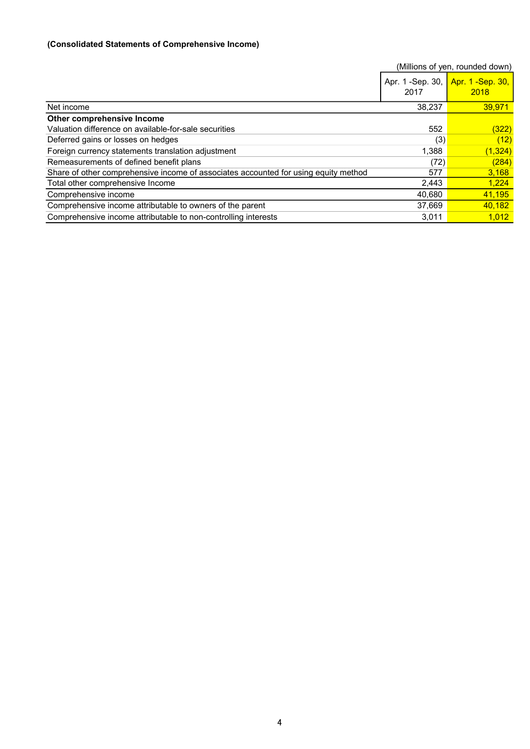**(Consolidated Statements of Comprehensive Income)**

(Millions of yen, rounded down)

| | Apr. 1 -Sep. 30, 2017 | Apr. 1 -Sep. 30, 2018 |
|---|---|---|
| Net income | 38,237 | 39,971 |
| **Other comprehensive Income** | | |
| Valuation difference on available-for-sale securities | 552 | (322) |
| Deferred gains or losses on hedges | (3) | (12) |
| Foreign currency statements translation adjustment | 1,388 | (1,324) |
| Remeasurements of defined benefit plans | (72) | (284) |
| Share of other comprehensive income of associates accounted for using equity method | 577 | 3,168 |
| Total other comprehensive Income | 2,443 | 1,224 |
| Comprehensive income | 40,680 | 41,195 |
| Comprehensive income attributable to owners of the parent | 37,669 | 40,182 |
| Comprehensive income attributable to non-controlling interests | 3,011 | 1,012 |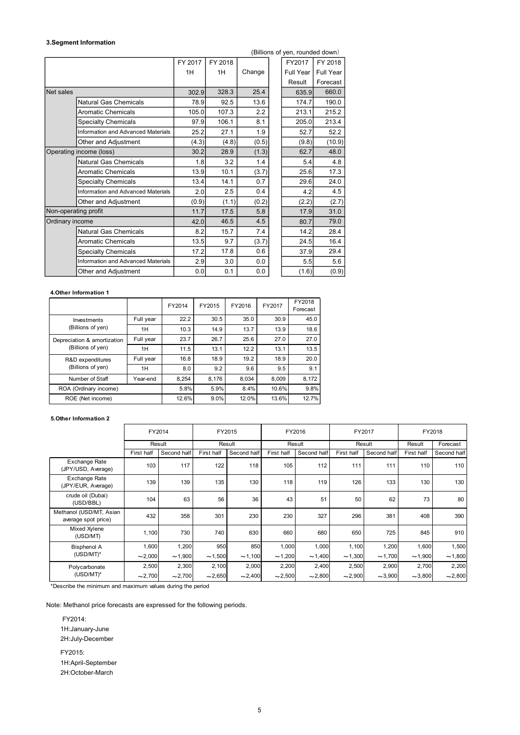### 3.Segment Information

(Billions of yen, rounded down)

| | | FY 2017 1H | FY 2018 1H | Change | FY2017 Full Year Result | FY 2018 Full Year Forecast |
|---|---|---|---|---|---|---|
| Net sales | | 302.9 | 328.3 | 25.4 | 635.9 | 660.0 |
| | Natural Gas Chemicals | 78.9 | 92.5 | 13.6 | 174.7 | 190.0 |
| | Aromatic Chemicals | 105.0 | 107.3 | 2.2 | 213.1 | 215.2 |
| | Specialty Chemicals | 97.9 | 106.1 | 8.1 | 205.0 | 213.4 |
| | Information and Advanced Materials | 25.2 | 27.1 | 1.9 | 52.7 | 52.2 |
| | Other and Adjustment | (4.3) | (4.8) | (0.5) | (9.8) | (10.9) |
| Operating income (loss) | | 30.2 | 28.9 | (1.3) | 62.7 | 48.0 |
| | Natural Gas Chemicals | 1.8 | 3.2 | 1.4 | 5.4 | 4.8 |
| | Aromatic Chemicals | 13.9 | 10.1 | (3.7) | 25.6 | 17.3 |
| | Specialty Chemicals | 13.4 | 14.1 | 0.7 | 29.6 | 24.0 |
| | Information and Advanced Materials | 2.0 | 2.5 | 0.4 | 4.2 | 4.5 |
| | Other and Adjustment | (0.9) | (1.1) | (0.2) | (2.2) | (2.7) |
| Non-operating profit | | 11.7 | 17.5 | 5.8 | 17.9 | 31.0 |
| Ordinary income | | 42.0 | 46.5 | 4.5 | 80.7 | 79.0 |
| | Natural Gas Chemicals | 8.2 | 15.7 | 7.4 | 14.2 | 28.4 |
| | Aromatic Chemicals | 13.5 | 9.7 | (3.7) | 24.5 | 16.4 |
| | Specialty Chemicals | 17.2 | 17.8 | 0.6 | 37.9 | 29.4 |
| | Information and Advanced Materials | 2.9 | 3.0 | 0.0 | 5.5 | 5.6 |
| | Other and Adjustment | 0.0 | 0.1 | 0.0 | (1.6) | (0.9) |

### 4.Other Information 1

| | | FY2014 | FY2015 | FY2016 | FY2017 | FY2018 Forecast |
|---|---|---|---|---|---|---|
| Investments (Billions of yen) | Full year | 22.2 | 30.5 | 35.0 | 30.9 | 45.0 |
| | 1H | 10.3 | 14.9 | 13.7 | 13.9 | 18.6 |
| Depreciation & amortization (Billions of yen) | Full year | 23.7 | 26.7 | 25.6 | 27.0 | 27.0 |
| | 1H | 11.5 | 13.1 | 12.2 | 13.1 | 13.5 |
| R&D expenditures (Billions of yen) | Full year | 16.8 | 18.9 | 19.2 | 18.9 | 20.0 |
| | 1H | 8.0 | 9.2 | 9.6 | 9.5 | 9.1 |
| Number of Staff | Year-end | 8,254 | 8,176 | 8,034 | 8,009 | 8,172 |
| ROA (Ordinary income) | | 5.8% | 5.9% | 8.4% | 10.6% | 9.8% |
| ROE (Net income) | | 12.6% | 9.0% | 12.0% | 13.6% | 12.7% |

### 5.Other Information 2

| | FY2014 | | FY2015 | | FY2016 | | FY2017 | | FY2018 | |
|---|---|---|---|---|---|---|---|---|---|---|
| | Result | | Result | | Result | | Result | | Result | Forecast |
| | First half | Second half | First half | Second half | First half | Second half | First half | Second half | First half | Second half |
| Exchange Rate (JPY/USD, Average) | 103 | 117 | 122 | 118 | 105 | 112 | 111 | 111 | 110 | 110 |
| Exchange Rate (JPY/EUR, Average) | 139 | 139 | 135 | 130 | 118 | 119 | 126 | 133 | 130 | 130 |
| crude oil (Dubai) (USD/BBL) | 104 | 63 | 56 | 36 | 43 | 51 | 50 | 62 | 73 | 80 |
| Methanol (USD/MT, Asian average spot price) | 432 | 358 | 301 | 230 | 230 | 327 | 296 | 381 | 408 | 390 |
| Mixed Xylene (USD/MT) | 1,100 | 730 | 740 | 630 | 660 | 680 | 650 | 725 | 845 | 910 |
| Bisphenol A (USD/MT)* | 1,600 ～2,000 | 1,200 ～1,900 | 950 ～1,500 | 850 ～1,100 | 1,000 ～1,200 | 1,000 ～1,400 | 1,100 ～1,300 | 1,200 ～1,700 | 1,600 ～1,900 | 1,500 ～1,800 |
| Polycarbonate (USD/MT)* | 2,500 ～2,700 | 2,300 ～2,700 | 2,100 ～2,650 | 2,000 ～2,400 | 2,200 ～2,500 | 2,400 ～2,800 | 2,500 ～2,900 | 2,900 ～3,900 | 2,700 ～3,800 | 2,200 ～2,800 |

*Describe the minimum and maximum values during the period

Note: Methanol price forecasts are expressed for the following periods.

FY2014:
1H:January-June
2H:July-December

FY2015:
1H:April-September
2H:October-March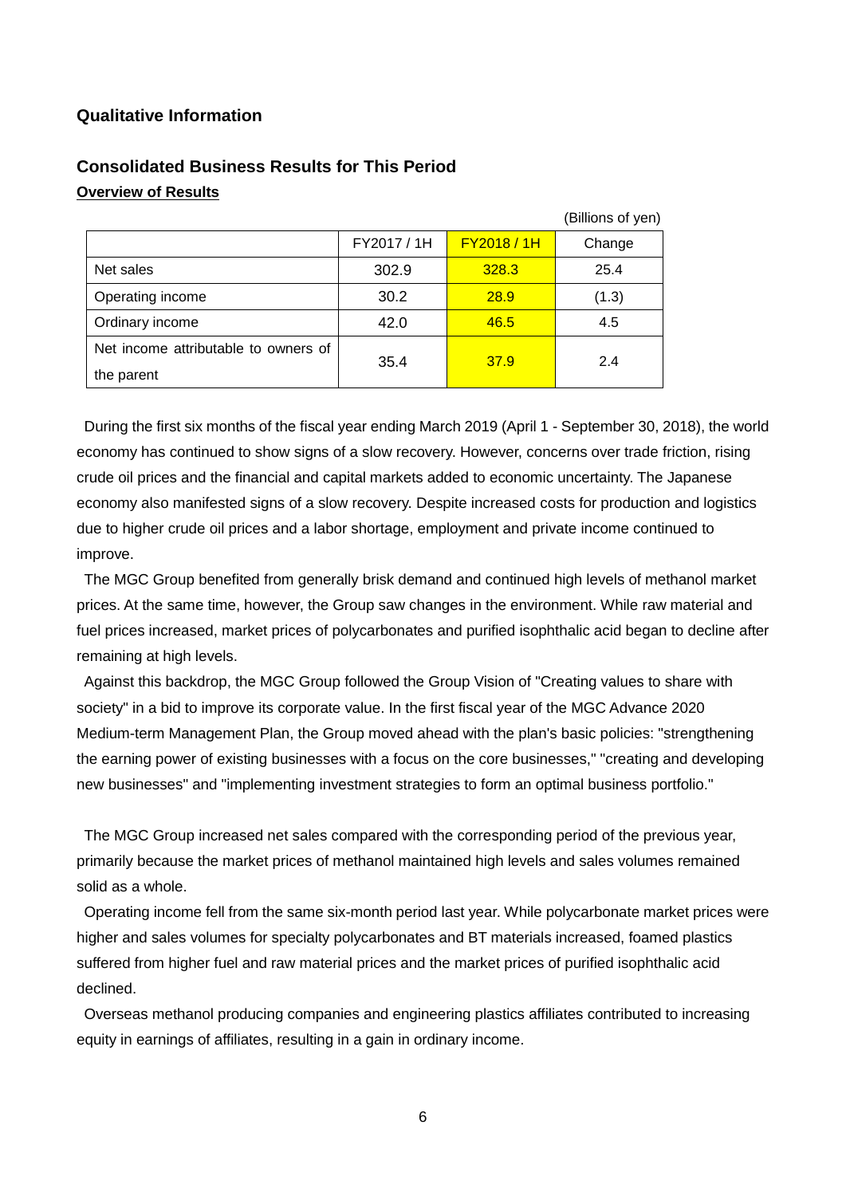## Qualitative Information

### Consolidated Business Results for This Period

**Overview of Results**

(Billions of yen)

| | FY2017 / 1H | FY2018 / 1H | Change |
|---|---|---|---|
| Net sales | 302.9 | 328.3 | 25.4 |
| Operating income | 30.2 | 28.9 | (1.3) |
| Ordinary income | 42.0 | 46.5 | 4.5 |
| Net income attributable to owners of the parent | 35.4 | 37.9 | 2.4 |

During the first six months of the fiscal year ending March 2019 (April 1 - September 30, 2018), the world economy has continued to show signs of a slow recovery. However, concerns over trade friction, rising crude oil prices and the financial and capital markets added to economic uncertainty. The Japanese economy also manifested signs of a slow recovery. Despite increased costs for production and logistics due to higher crude oil prices and a labor shortage, employment and private income continued to improve.

The MGC Group benefited from generally brisk demand and continued high levels of methanol market prices. At the same time, however, the Group saw changes in the environment. While raw material and fuel prices increased, market prices of polycarbonates and purified isophthalic acid began to decline after remaining at high levels.

Against this backdrop, the MGC Group followed the Group Vision of "Creating values to share with society" in a bid to improve its corporate value. In the first fiscal year of the MGC Advance 2020 Medium-term Management Plan, the Group moved ahead with the plan's basic policies: "strengthening the earning power of existing businesses with a focus on the core businesses," "creating and developing new businesses" and "implementing investment strategies to form an optimal business portfolio."

The MGC Group increased net sales compared with the corresponding period of the previous year, primarily because the market prices of methanol maintained high levels and sales volumes remained solid as a whole.

Operating income fell from the same six-month period last year. While polycarbonate market prices were higher and sales volumes for specialty polycarbonates and BT materials increased, foamed plastics suffered from higher fuel and raw material prices and the market prices of purified isophthalic acid declined.

Overseas methanol producing companies and engineering plastics affiliates contributed to increasing equity in earnings of affiliates, resulting in a gain in ordinary income.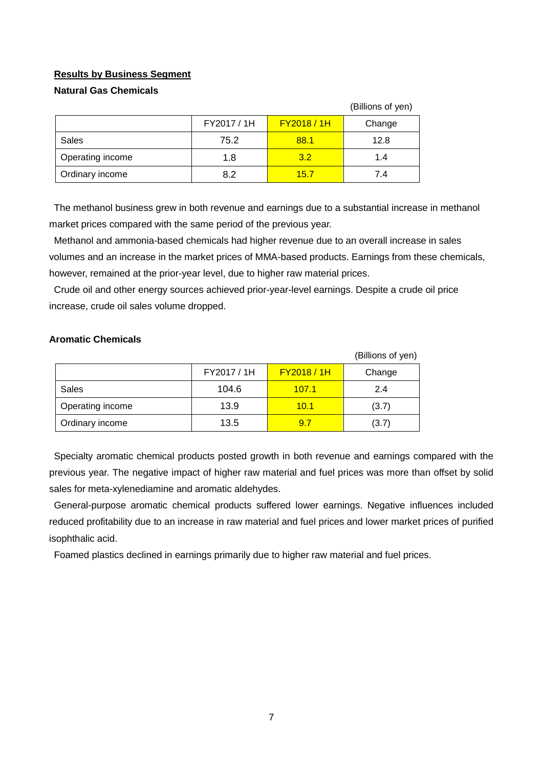## Results by Business Segment

### Natural Gas Chemicals

(Billions of yen)

| | FY2017 / 1H | FY2018 / 1H | Change |
|---|---|---|---|
| Sales | 75.2 | 88.1 | 12.8 |
| Operating income | 1.8 | 3.2 | 1.4 |
| Ordinary income | 8.2 | 15.7 | 7.4 |

The methanol business grew in both revenue and earnings due to a substantial increase in methanol market prices compared with the same period of the previous year.

Methanol and ammonia-based chemicals had higher revenue due to an overall increase in sales volumes and an increase in the market prices of MMA-based products. Earnings from these chemicals, however, remained at the prior-year level, due to higher raw material prices.

Crude oil and other energy sources achieved prior-year-level earnings. Despite a crude oil price increase, crude oil sales volume dropped.

### Aromatic Chemicals

(Billions of yen)

| | FY2017 / 1H | FY2018 / 1H | Change |
|---|---|---|---|
| Sales | 104.6 | 107.1 | 2.4 |
| Operating income | 13.9 | 10.1 | (3.7) |
| Ordinary income | 13.5 | 9.7 | (3.7) |

Specialty aromatic chemical products posted growth in both revenue and earnings compared with the previous year. The negative impact of higher raw material and fuel prices was more than offset by solid sales for meta-xylenediamine and aromatic aldehydes.

General-purpose aromatic chemical products suffered lower earnings. Negative influences included reduced profitability due to an increase in raw material and fuel prices and lower market prices of purified isophthalic acid.

Foamed plastics declined in earnings primarily due to higher raw material and fuel prices.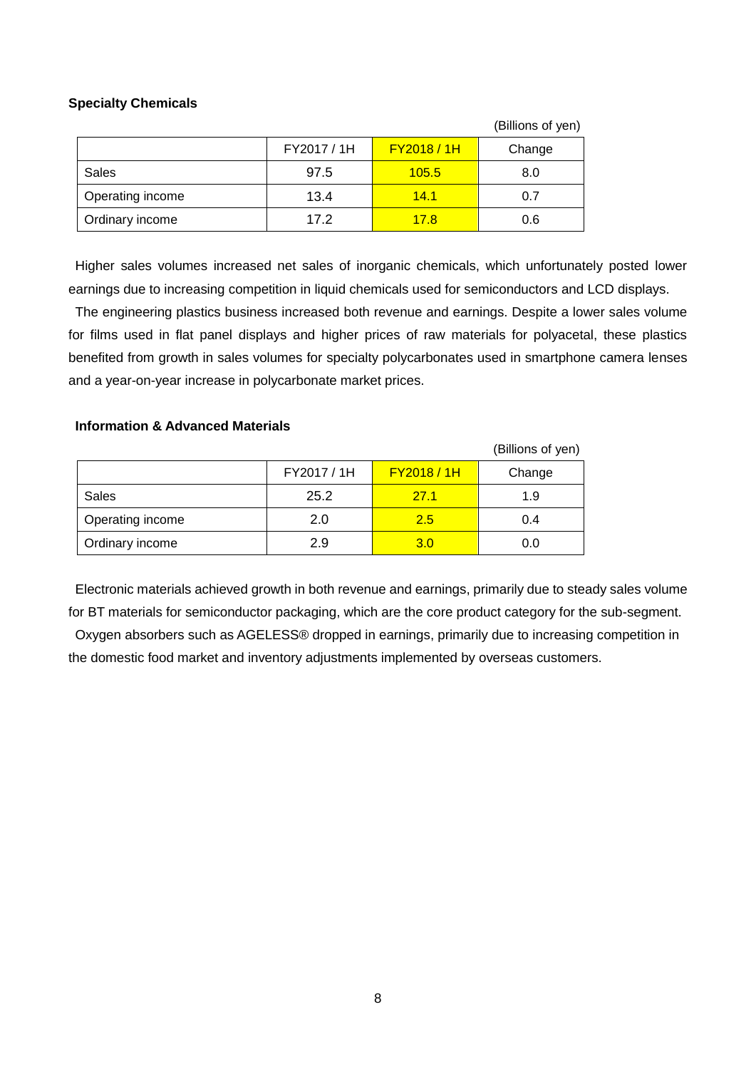### Specialty Chemicals

(Billions of yen)

| | FY2017 / 1H | FY2018 / 1H | Change |
|---|---|---|---|
| Sales | 97.5 | 105.5 | 8.0 |
| Operating income | 13.4 | 14.1 | 0.7 |
| Ordinary income | 17.2 | 17.8 | 0.6 |

Higher sales volumes increased net sales of inorganic chemicals, which unfortunately posted lower earnings due to increasing competition in liquid chemicals used for semiconductors and LCD displays.

The engineering plastics business increased both revenue and earnings. Despite a lower sales volume for films used in flat panel displays and higher prices of raw materials for polyacetal, these plastics benefited from growth in sales volumes for specialty polycarbonates used in smartphone camera lenses and a year-on-year increase in polycarbonate market prices.

### Information & Advanced Materials

(Billions of yen)

| | FY2017 / 1H | FY2018 / 1H | Change |
|---|---|---|---|
| Sales | 25.2 | 27.1 | 1.9 |
| Operating income | 2.0 | 2.5 | 0.4 |
| Ordinary income | 2.9 | 3.0 | 0.0 |

Electronic materials achieved growth in both revenue and earnings, primarily due to steady sales volume for BT materials for semiconductor packaging, which are the core product category for the sub-segment.

Oxygen absorbers such as AGELESS® dropped in earnings, primarily due to increasing competition in the domestic food market and inventory adjustments implemented by overseas customers.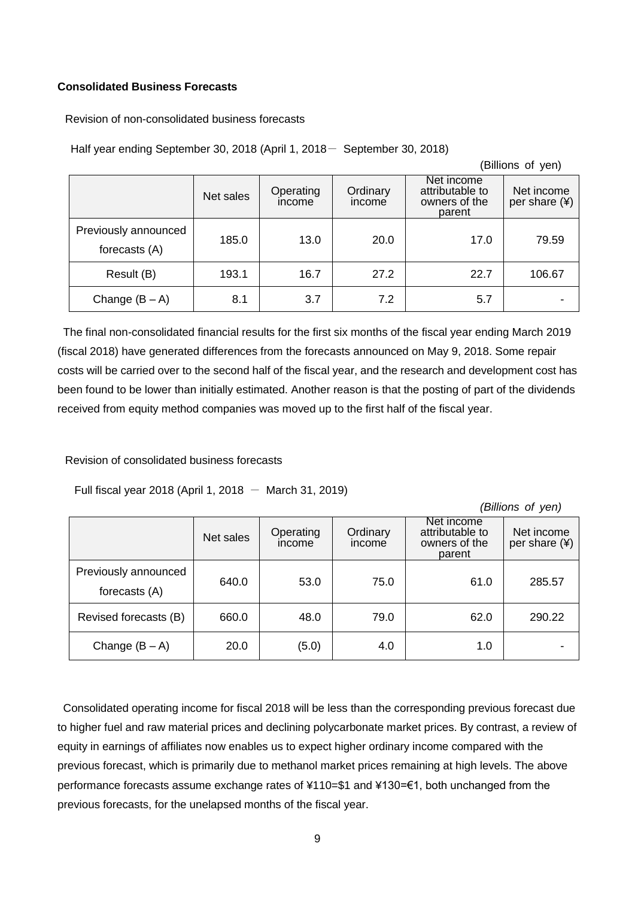**Consolidated Business Forecasts**

Revision of non-consolidated business forecasts

Half year ending September 30, 2018 (April 1, 2018－ September 30, 2018)

(Billions of yen)

| | Net sales | Operating income | Ordinary income | Net income attributable to owners of the parent | Net income per share (¥) |
|---|---|---|---|---|---|
| Previously announced forecasts (A) | 185.0 | 13.0 | 20.0 | 17.0 | 79.59 |
| Result (B) | 193.1 | 16.7 | 27.2 | 22.7 | 106.67 |
| Change (B – A) | 8.1 | 3.7 | 7.2 | 5.7 | - |

The final non-consolidated financial results for the first six months of the fiscal year ending March 2019 (fiscal 2018) have generated differences from the forecasts announced on May 9, 2018. Some repair costs will be carried over to the second half of the fiscal year, and the research and development cost has been found to be lower than initially estimated. Another reason is that the posting of part of the dividends received from equity method companies was moved up to the first half of the fiscal year.

Revision of consolidated business forecasts

Full fiscal year 2018 (April 1, 2018 － March 31, 2019)

*(Billions of yen)*

| | Net sales | Operating income | Ordinary income | Net income attributable to owners of the parent | Net income per share (¥) |
|---|---|---|---|---|---|
| Previously announced forecasts (A) | 640.0 | 53.0 | 75.0 | 61.0 | 285.57 |
| Revised forecasts (B) | 660.0 | 48.0 | 79.0 | 62.0 | 290.22 |
| Change (B – A) | 20.0 | (5.0) | 4.0 | 1.0 | - |

Consolidated operating income for fiscal 2018 will be less than the corresponding previous forecast due to higher fuel and raw material prices and declining polycarbonate market prices. By contrast, a review of equity in earnings of affiliates now enables us to expect higher ordinary income compared with the previous forecast, which is primarily due to methanol market prices remaining at high levels. The above performance forecasts assume exchange rates of ¥110=$1 and ¥130=€1, both unchanged from the previous forecasts, for the unelapsed months of the fiscal year.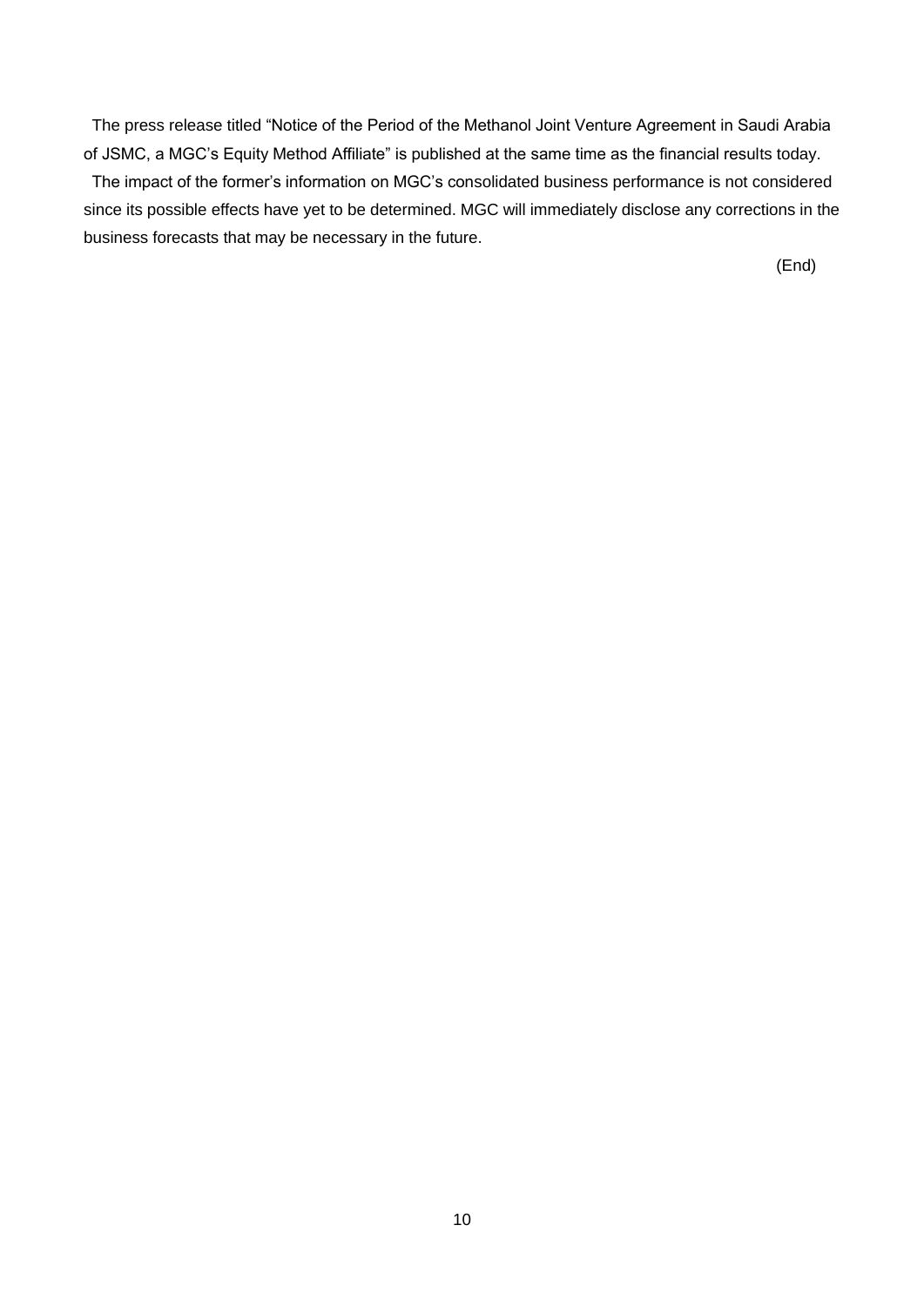The press release titled “Notice of the Period of the Methanol Joint Venture Agreement in Saudi Arabia of JSMC, a MGC’s Equity Method Affiliate” is published at the same time as the financial results today.

The impact of the former’s information on MGC’s consolidated business performance is not considered since its possible effects have yet to be determined. MGC will immediately disclose any corrections in the business forecasts that may be necessary in the future.

(End)